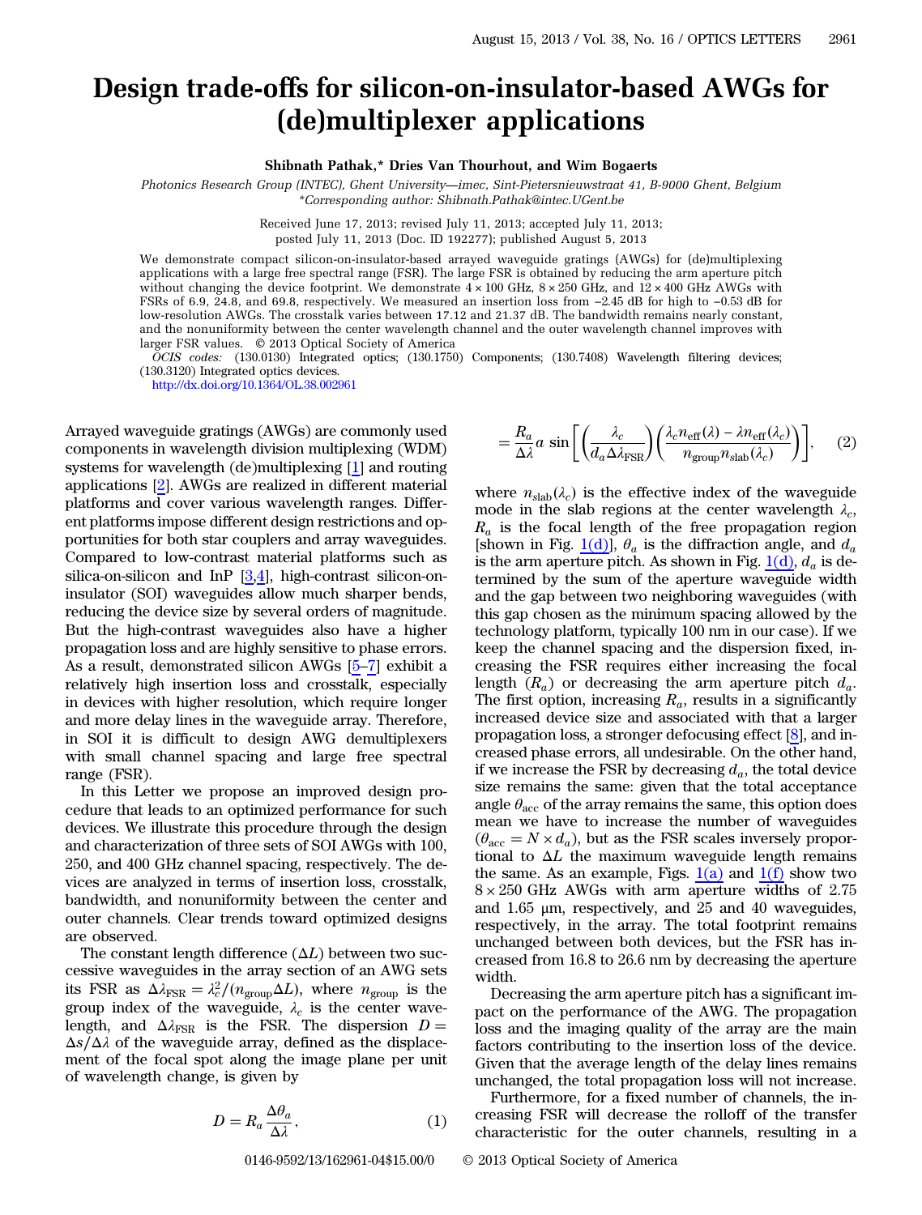# Design trade-offs for silicon-on-insulator-based AWGs for (de)multiplexer applications

**Shibnath Pathak,* Dries Van Thourhout, and Wim Bogaerts**

*Photonics Research Group (INTEC), Ghent University—imec, Sint-Pietersnieuwstraat 41, B-9000 Ghent, Belgium*
*\*Corresponding author: Shibnath.Pathak@intec.UGent.be*

Received June 17, 2013; revised July 11, 2013; accepted July 11, 2013; posted July 11, 2013 (Doc. ID 192277); published August 5, 2013

We demonstrate compact silicon-on-insulator-based arrayed waveguide gratings (AWGs) for (de)multiplexing applications with a large free spectral range (FSR). The large FSR is obtained by reducing the arm aperture pitch without changing the device footprint. We demonstrate $4 \times 100$ GHz, $8 \times 250$ GHz, and $12 \times 400$ GHz AWGs with FSRs of 6.9, 24.8, and 69.8, respectively. We measured an insertion loss from −2.45 dB for high to −0.53 dB for low-resolution AWGs. The crosstalk varies between 17.12 and 21.37 dB. The bandwidth remains nearly constant, and the nonuniformity between the center wavelength channel and the outer wavelength channel improves with larger FSR values. © 2013 Optical Society of America

*OCIS codes:* (130.0130) Integrated optics; (130.1750) Components; (130.7408) Wavelength filtering devices; (130.3120) Integrated optics devices.
http://dx.doi.org/10.1364/OL.38.002961

Arrayed waveguide gratings (AWGs) are commonly used components in wavelength division multiplexing (WDM) systems for wavelength (de)multiplexing [1] and routing applications [2]. AWGs are realized in different material platforms and cover various wavelength ranges. Different platforms impose different design restrictions and opportunities for both star couplers and array waveguides. Compared to low-contrast material platforms such as silica-on-silicon and InP [3,4], high-contrast silicon-on-insulator (SOI) waveguides allow much sharper bends, reducing the device size by several orders of magnitude. But the high-contrast waveguides also have a higher propagation loss and are highly sensitive to phase errors. As a result, demonstrated silicon AWGs [5–7] exhibit a relatively high insertion loss and crosstalk, especially in devices with higher resolution, which require longer and more delay lines in the waveguide array. Therefore, in SOI it is difficult to design AWG demultiplexers with small channel spacing and large free spectral range (FSR).

In this Letter we propose an improved design procedure that leads to an optimized performance for such devices. We illustrate this procedure through the design and characterization of three sets of SOI AWGs with 100, 250, and 400 GHz channel spacing, respectively. The devices are analyzed in terms of insertion loss, crosstalk, bandwidth, and nonuniformity between the center and outer channels. Clear trends toward optimized designs are observed.

The constant length difference ($\Delta L$) between two successive waveguides in the array section of an AWG sets its FSR as $\Delta\lambda_{\mathrm{FSR}} = \lambda_c^2/(n_{\mathrm{group}}\Delta L)$, where $n_{\mathrm{group}}$ is the group index of the waveguide, $\lambda_c$ is the center wavelength, and $\Delta\lambda_{\mathrm{FSR}}$ is the FSR. The dispersion $D = \Delta s/\Delta\lambda$ of the waveguide array, defined as the displacement of the focal spot along the image plane per unit of wavelength change, is given by

$$D = R_a \frac{\Delta\theta_a}{\Delta\lambda}, \tag{1}$$

$$= \frac{R_a}{\Delta\lambda} a \sin\left[\left(\frac{\lambda_c}{d_a \Delta\lambda_{\mathrm{FSR}}}\right)\left(\frac{\lambda_c n_{\mathrm{eff}}(\lambda) - \lambda n_{\mathrm{eff}}(\lambda_c)}{n_{\mathrm{group}} n_{\mathrm{slab}}(\lambda_c)}\right)\right], \tag{2}$$

where $n_{\mathrm{slab}}(\lambda_c)$ is the effective index of the waveguide mode in the slab regions at the center wavelength $\lambda_c$, $R_a$ is the focal length of the free propagation region [shown in Fig. 1(d)], $\theta_a$ is the diffraction angle, and $d_a$ is the arm aperture pitch. As shown in Fig. 1(d), $d_a$ is determined by the sum of the aperture waveguide width and the gap between two neighboring waveguides (with this gap chosen as the minimum spacing allowed by the technology platform, typically 100 nm in our case). If we keep the channel spacing and the dispersion fixed, increasing the FSR requires either increasing the focal length ($R_a$) or decreasing the arm aperture pitch $d_a$. The first option, increasing $R_a$, results in a significantly increased device size and associated with that a larger propagation loss, a stronger defocusing effect [8], and increased phase errors, all undesirable. On the other hand, if we increase the FSR by decreasing $d_a$, the total device size remains the same: given that the total acceptance angle $\theta_{\mathrm{acc}}$ of the array remains the same, this option does mean we have to increase the number of waveguides ($\theta_{\mathrm{acc}} = N \times d_a$), but as the FSR scales inversely proportional to $\Delta L$ the maximum waveguide length remains the same. As an example, Figs. 1(a) and 1(f) show two $8 \times 250$ GHz AWGs with arm aperture widths of 2.75 and 1.65 μm, respectively, and 25 and 40 waveguides, respectively, in the array. The total footprint remains unchanged between both devices, but the FSR has increased from 16.8 to 26.6 nm by decreasing the aperture width.

Decreasing the arm aperture pitch has a significant impact on the performance of the AWG. The propagation loss and the imaging quality of the array are the main factors contributing to the insertion loss of the device. Given that the average length of the delay lines remains unchanged, the total propagation loss will not increase.

Furthermore, for a fixed number of channels, the increasing FSR will decrease the rolloff of the transfer characteristic for the outer channels, resulting in a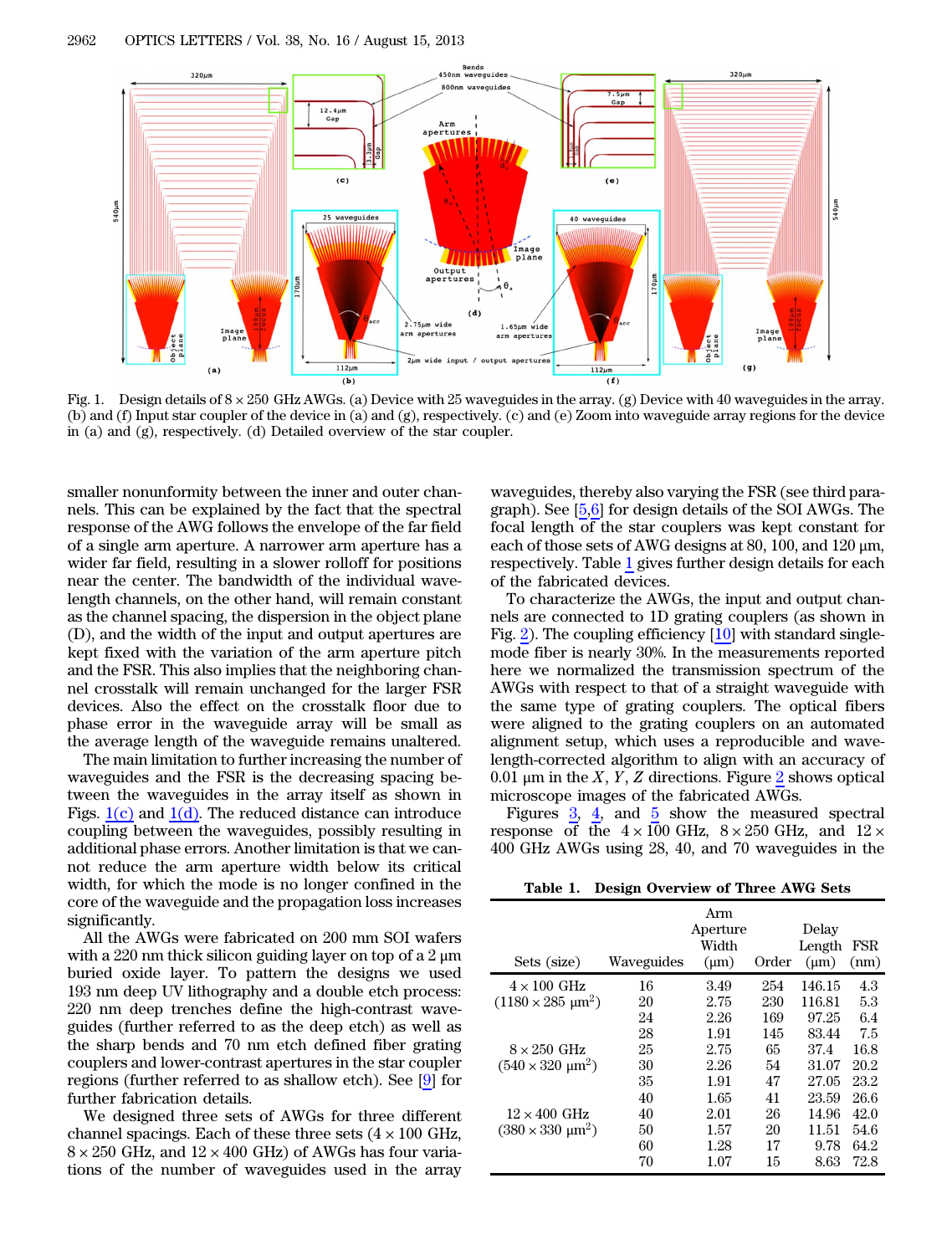Fig. 1. Design details of 8 × 250 GHz AWGs. (a) Device with 25 waveguides in the array. (g) Device with 40 waveguides in the array. (b) and (f) Input star coupler of the device in (a) and (g), respectively. (c) and (e) Zoom into waveguide array regions for the device in (a) and (g), respectively. (d) Detailed overview of the star coupler.

smaller nonunformity between the inner and outer channels. This can be explained by the fact that the spectral response of the AWG follows the envelope of the far field of a single arm aperture. A narrower arm aperture has a wider far field, resulting in a slower rolloff for positions near the center. The bandwidth of the individual wavelength channels, on the other hand, will remain constant as the channel spacing, the dispersion in the object plane (D), and the width of the input and output apertures are kept fixed with the variation of the arm aperture pitch and the FSR. This also implies that the neighboring channel crosstalk will remain unchanged for the larger FSR devices. Also the effect on the crosstalk floor due to phase error in the waveguide array will be small as the average length of the waveguide remains unaltered.

The main limitation to further increasing the number of waveguides and the FSR is the decreasing spacing between the waveguides in the array itself as shown in Figs. 1(c) and 1(d). The reduced distance can introduce coupling between the waveguides, possibly resulting in additional phase errors. Another limitation is that we cannot reduce the arm aperture width below its critical width, for which the mode is no longer confined in the core of the waveguide and the propagation loss increases significantly.

All the AWGs were fabricated on 200 mm SOI wafers with a 220 nm thick silicon guiding layer on top of a 2 μm buried oxide layer. To pattern the designs we used 193 nm deep UV lithography and a double etch process: 220 nm deep trenches define the high-contrast waveguides (further referred to as the deep etch) as well as the sharp bends and 70 nm etch defined fiber grating couplers and lower-contrast apertures in the star coupler regions (further referred to as shallow etch). See [9] for further fabrication details.

We designed three sets of AWGs for three different channel spacings. Each of these three sets (4 × 100 GHz, 8 × 250 GHz, and 12 × 400 GHz) of AWGs has four variations of the number of waveguides used in the array waveguides, thereby also varying the FSR (see third paragraph). See [5,6] for design details of the SOI AWGs. The focal length of the star couplers was kept constant for each of those sets of AWG designs at 80, 100, and 120 μm, respectively. Table 1 gives further design details for each of the fabricated devices.

To characterize the AWGs, the input and output channels are connected to 1D grating couplers (as shown in Fig. 2). The coupling efficiency [10] with standard single-mode fiber is nearly 30%. In the measurements reported here we normalized the transmission spectrum of the AWGs with respect to that of a straight waveguide with the same type of grating couplers. The optical fibers were aligned to the grating couplers on an automated alignment setup, which uses a reproducible and wavelength-corrected algorithm to align with an accuracy of 0.01 μm in the $X$, $Y$, $Z$ directions. Figure 2 shows optical microscope images of the fabricated AWGs.

Figures 3, 4, and 5 show the measured spectral response of the 4 × 100 GHz, 8 × 250 GHz, and 12 × 400 GHz AWGs using 28, 40, and 70 waveguides in the

**Table 1. Design Overview of Three AWG Sets**

| Sets (size) | Waveguides | Arm Aperture Width (μm) | Order | Delay Length (μm) | FSR (nm) |
|---|---|---|---|---|---|
| 4 × 100 GHz | 16 | 3.49 | 254 | 146.15 | 4.3 |
| (1180 × 285 μm$^2$) | 20 | 2.75 | 230 | 116.81 | 5.3 |
| | 24 | 2.26 | 169 | 97.25 | 6.4 |
| | 28 | 1.91 | 145 | 83.44 | 7.5 |
| 8 × 250 GHz | 25 | 2.75 | 65 | 37.4 | 16.8 |
| (540 × 320 μm$^2$) | 30 | 2.26 | 54 | 31.07 | 20.2 |
| | 35 | 1.91 | 47 | 27.05 | 23.2 |
| | 40 | 1.65 | 41 | 23.59 | 26.6 |
| 12 × 400 GHz | 40 | 2.01 | 26 | 14.96 | 42.0 |
| (380 × 330 μm$^2$) | 50 | 1.57 | 20 | 11.51 | 54.6 |
| | 60 | 1.28 | 17 | 9.78 | 64.2 |
| | 70 | 1.07 | 15 | 8.63 | 72.8 |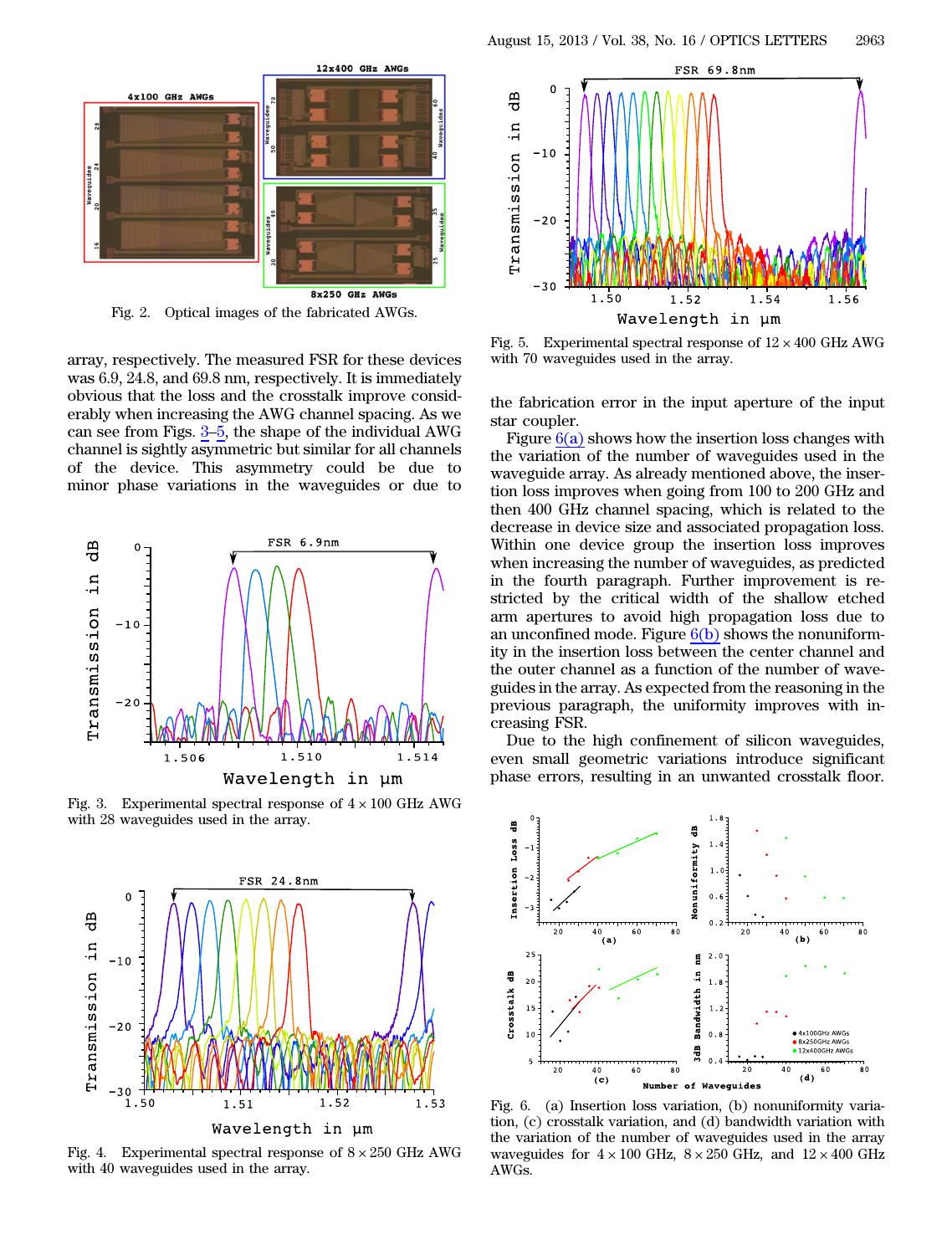Fig. 2. Optical images of the fabricated AWGs.

array, respectively. The measured FSR for these devices was 6.9, 24.8, and 69.8 nm, respectively. It is immediately obvious that the loss and the crosstalk improve considerably when increasing the AWG channel spacing. As we can see from Figs. 3–5, the shape of the individual AWG channel is sightly asymmetric but similar for all channels of the device. This asymmetry could be due to minor phase variations in the waveguides or due to the fabrication error in the input aperture of the input star coupler.

Figure 6(a) shows how the insertion loss changes with the variation of the number of waveguides used in the waveguide array. As already mentioned above, the insertion loss improves when going from 100 to 200 GHz and then 400 GHz channel spacing, which is related to the decrease in device size and associated propagation loss. Within one device group the insertion loss improves when increasing the number of waveguides, as predicted in the fourth paragraph. Further improvement is restricted by the critical width of the shallow etched arm apertures to avoid high propagation loss due to an unconfined mode. Figure 6(b) shows the nonuniformity in the insertion loss between the center channel and the outer channel as a function of the number of waveguides in the array. As expected from the reasoning in the previous paragraph, the uniformity improves with increasing FSR.

Due to the high confinement of silicon waveguides, even small geometric variations introduce significant phase errors, resulting in an unwanted crosstalk floor.

Fig. 3. Experimental spectral response of $4 \times 100$ GHz AWG with 28 waveguides used in the array.

Fig. 4. Experimental spectral response of $8 \times 250$ GHz AWG with 40 waveguides used in the array.

Fig. 5. Experimental spectral response of $12 \times 400$ GHz AWG with 70 waveguides used in the array.

Fig. 6. (a) Insertion loss variation, (b) nonuniformity variation, (c) crosstalk variation, and (d) bandwidth variation with the variation of the number of waveguides used in the array waveguides for $4 \times 100$ GHz, $8 \times 250$ GHz, and $12 \times 400$ GHz AWGs.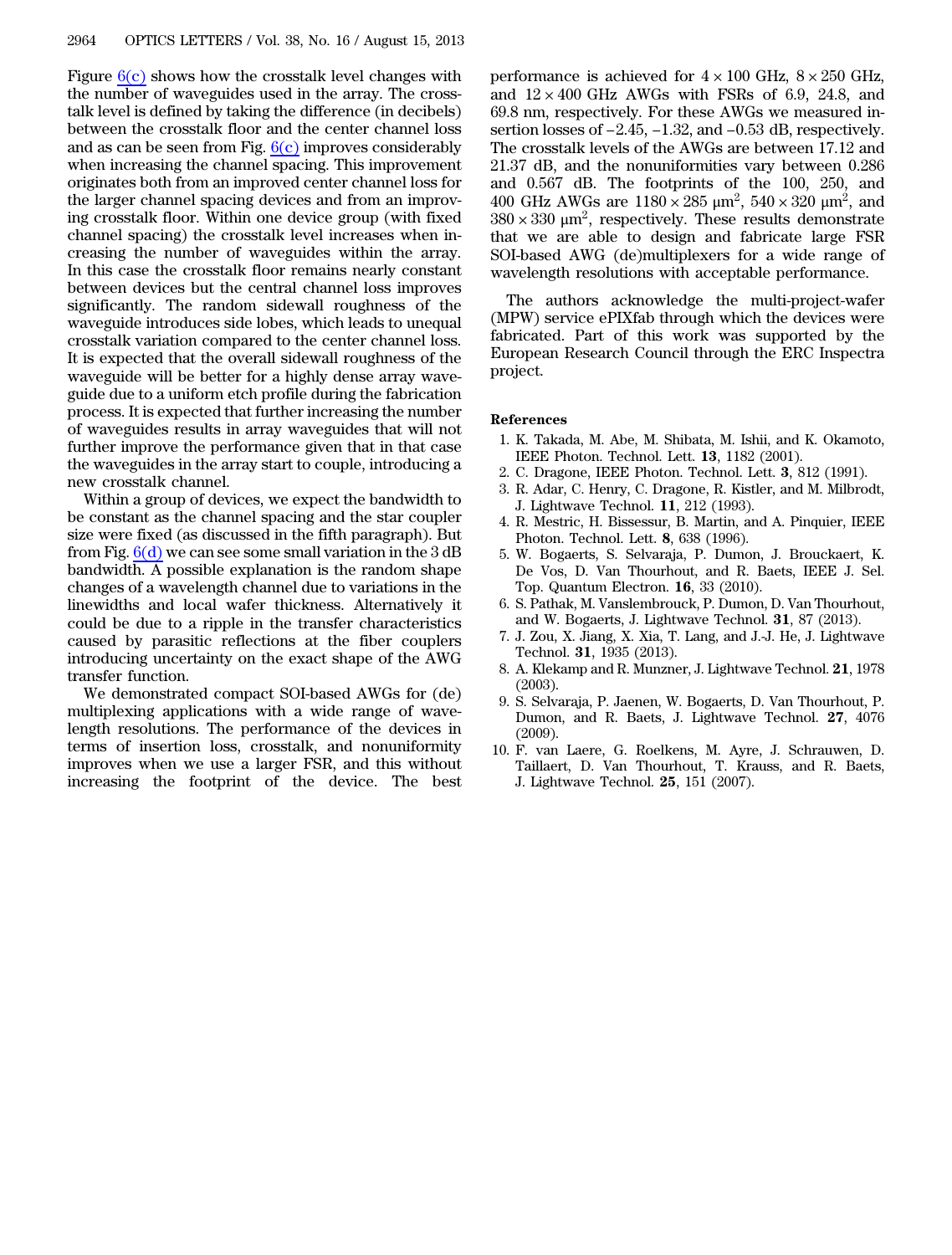Figure 6(c) shows how the crosstalk level changes with the number of waveguides used in the array. The crosstalk level is defined by taking the difference (in decibels) between the crosstalk floor and the center channel loss and as can be seen from Fig. 6(c) improves considerably when increasing the channel spacing. This improvement originates both from an improved center channel loss for the larger channel spacing devices and from an improving crosstalk floor. Within one device group (with fixed channel spacing) the crosstalk level increases when increasing the number of waveguides within the array. In this case the crosstalk floor remains nearly constant between devices but the central channel loss improves significantly. The random sidewall roughness of the waveguide introduces side lobes, which leads to unequal crosstalk variation compared to the center channel loss. It is expected that the overall sidewall roughness of the waveguide will be better for a highly dense array waveguide due to a uniform etch profile during the fabrication process. It is expected that further increasing the number of waveguides results in array waveguides that will not further improve the performance given that in that case the waveguides in the array start to couple, introducing a new crosstalk channel.

Within a group of devices, we expect the bandwidth to be constant as the channel spacing and the star coupler size were fixed (as discussed in the fifth paragraph). But from Fig. 6(d) we can see some small variation in the 3 dB bandwidth. A possible explanation is the random shape changes of a wavelength channel due to variations in the linewidths and local wafer thickness. Alternatively it could be due to a ripple in the transfer characteristics caused by parasitic reflections at the fiber couplers introducing uncertainty on the exact shape of the AWG transfer function.

We demonstrated compact SOI-based AWGs for (de) multiplexing applications with a wide range of wavelength resolutions. The performance of the devices in terms of insertion loss, crosstalk, and nonuniformity improves when we use a larger FSR, and this without increasing the footprint of the device. The best performance is achieved for $4 \times 100$ GHz, $8 \times 250$ GHz, and $12 \times 400$ GHz AWGs with FSRs of 6.9, 24.8, and 69.8 nm, respectively. For these AWGs we measured insertion losses of −2.45, −1.32, and −0.53 dB, respectively. The crosstalk levels of the AWGs are between 17.12 and 21.37 dB, and the nonuniformities vary between 0.286 and 0.567 dB. The footprints of the 100, 250, and 400 GHz AWGs are $1180 \times 285\ \mu m^2$, $540 \times 320\ \mu m^2$, and $380 \times 330\ \mu m^2$, respectively. These results demonstrate that we are able to design and fabricate large FSR SOI-based AWG (de)multiplexers for a wide range of wavelength resolutions with acceptable performance.

The authors acknowledge the multi-project-wafer (MPW) service ePIXfab through which the devices were fabricated. Part of this work was supported by the European Research Council through the ERC Inspectra project.

## References

1. K. Takada, M. Abe, M. Shibata, M. Ishii, and K. Okamoto, IEEE Photon. Technol. Lett. **13**, 1182 (2001).
2. C. Dragone, IEEE Photon. Technol. Lett. **3**, 812 (1991).
3. R. Adar, C. Henry, C. Dragone, R. Kistler, and M. Milbrodt, J. Lightwave Technol. **11**, 212 (1993).
4. R. Mestric, H. Bissessur, B. Martin, and A. Pinquier, IEEE Photon. Technol. Lett. **8**, 638 (1996).
5. W. Bogaerts, S. Selvaraja, P. Dumon, J. Brouckaert, K. De Vos, D. Van Thourhout, and R. Baets, IEEE J. Sel. Top. Quantum Electron. **16**, 33 (2010).
6. S. Pathak, M. Vanslembrouck, P. Dumon, D. Van Thourhout, and W. Bogaerts, J. Lightwave Technol. **31**, 87 (2013).
7. J. Zou, X. Jiang, X. Xia, T. Lang, and J.-J. He, J. Lightwave Technol. **31**, 1935 (2013).
8. A. Klekamp and R. Munzner, J. Lightwave Technol. **21**, 1978 (2003).
9. S. Selvaraja, P. Jaenen, W. Bogaerts, D. Van Thourhout, P. Dumon, and R. Baets, J. Lightwave Technol. **27**, 4076 (2009).
10. F. van Laere, G. Roelkens, M. Ayre, J. Schrauwen, D. Taillaert, D. Van Thourhout, T. Krauss, and R. Baets, J. Lightwave Technol. **25**, 151 (2007).